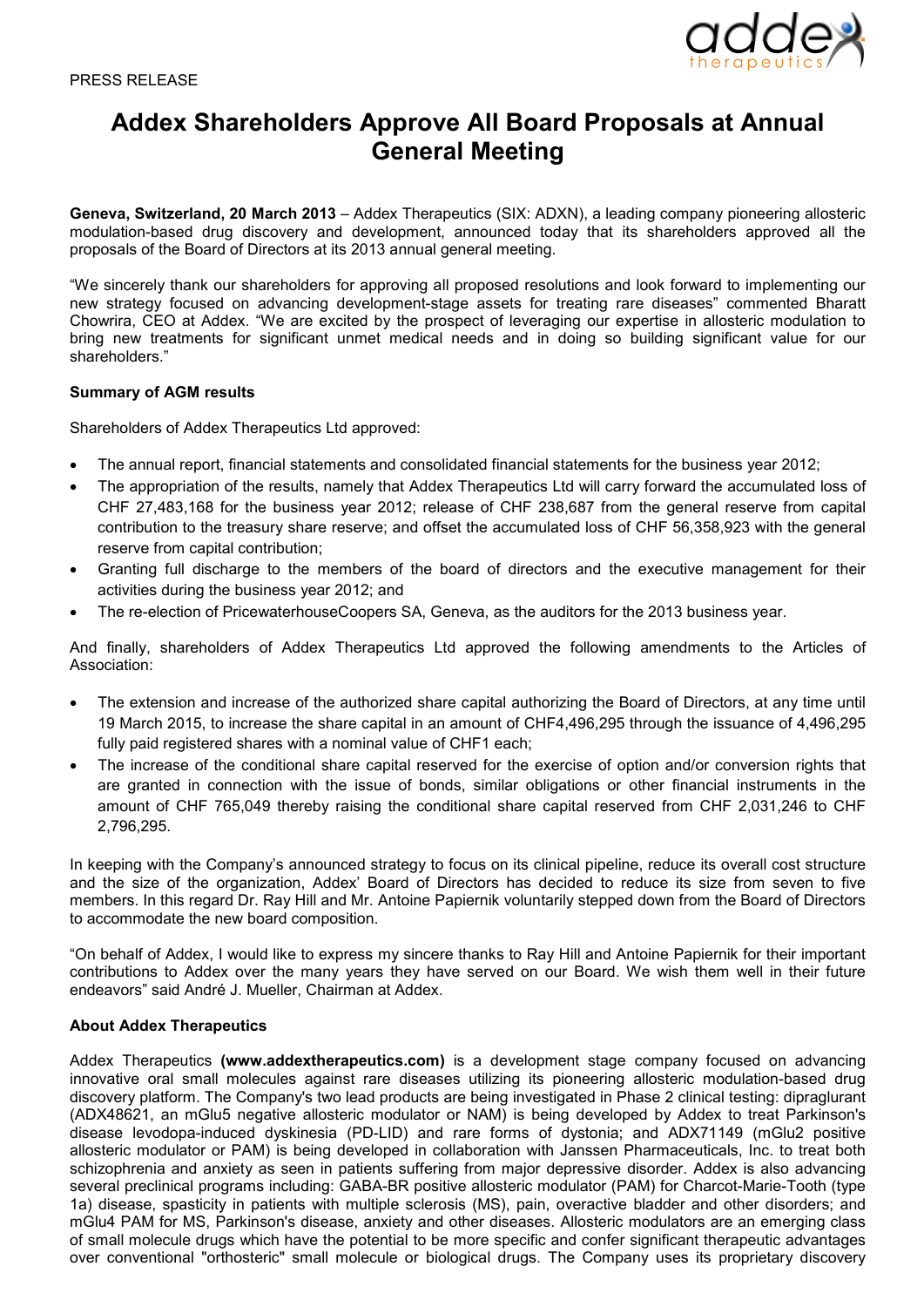PRESS RELEASE

# Addex Shareholders Approve All Board Proposals at Annual General Meeting

**Geneva, Switzerland, 20 March 2013** – Addex Therapeutics (SIX: ADXN), a leading company pioneering allosteric modulation-based drug discovery and development, announced today that its shareholders approved all the proposals of the Board of Directors at its 2013 annual general meeting.

"We sincerely thank our shareholders for approving all proposed resolutions and look forward to implementing our new strategy focused on advancing development-stage assets for treating rare diseases" commented Bharatt Chowrira, CEO at Addex. "We are excited by the prospect of leveraging our expertise in allosteric modulation to bring new treatments for significant unmet medical needs and in doing so building significant value for our shareholders."

**Summary of AGM results**

Shareholders of Addex Therapeutics Ltd approved:

- The annual report, financial statements and consolidated financial statements for the business year 2012;
- The appropriation of the results, namely that Addex Therapeutics Ltd will carry forward the accumulated loss of CHF 27,483,168 for the business year 2012; release of CHF 238,687 from the general reserve from capital contribution to the treasury share reserve; and offset the accumulated loss of CHF 56,358,923 with the general reserve from capital contribution;
- Granting full discharge to the members of the board of directors and the executive management for their activities during the business year 2012; and
- The re-election of PricewaterhouseCoopers SA, Geneva, as the auditors for the 2013 business year.

And finally, shareholders of Addex Therapeutics Ltd approved the following amendments to the Articles of Association:

- The extension and increase of the authorized share capital authorizing the Board of Directors, at any time until 19 March 2015, to increase the share capital in an amount of CHF4,496,295 through the issuance of 4,496,295 fully paid registered shares with a nominal value of CHF1 each;
- The increase of the conditional share capital reserved for the exercise of option and/or conversion rights that are granted in connection with the issue of bonds, similar obligations or other financial instruments in the amount of CHF 765,049 thereby raising the conditional share capital reserved from CHF 2,031,246 to CHF 2,796,295.

In keeping with the Company's announced strategy to focus on its clinical pipeline, reduce its overall cost structure and the size of the organization, Addex' Board of Directors has decided to reduce its size from seven to five members. In this regard Dr. Ray Hill and Mr. Antoine Papiernik voluntarily stepped down from the Board of Directors to accommodate the new board composition.

"On behalf of Addex, I would like to express my sincere thanks to Ray Hill and Antoine Papiernik for their important contributions to Addex over the many years they have served on our Board. We wish them well in their future endeavors" said André J. Mueller, Chairman at Addex.

**About Addex Therapeutics**

Addex Therapeutics **(www.addextherapeutics.com)** is a development stage company focused on advancing innovative oral small molecules against rare diseases utilizing its pioneering allosteric modulation-based drug discovery platform. The Company's two lead products are being investigated in Phase 2 clinical testing: dipraglurant (ADX48621, an mGlu5 negative allosteric modulator or NAM) is being developed by Addex to treat Parkinson's disease levodopa-induced dyskinesia (PD-LID) and rare forms of dystonia; and ADX71149 (mGlu2 positive allosteric modulator or PAM) is being developed in collaboration with Janssen Pharmaceuticals, Inc. to treat both schizophrenia and anxiety as seen in patients suffering from major depressive disorder. Addex is also advancing several preclinical programs including: GABA-BR positive allosteric modulator (PAM) for Charcot-Marie-Tooth (type 1a) disease, spasticity in patients with multiple sclerosis (MS), pain, overactive bladder and other disorders; and mGlu4 PAM for MS, Parkinson's disease, anxiety and other diseases. Allosteric modulators are an emerging class of small molecule drugs which have the potential to be more specific and confer significant therapeutic advantages over conventional "orthosteric" small molecule or biological drugs. The Company uses its proprietary discovery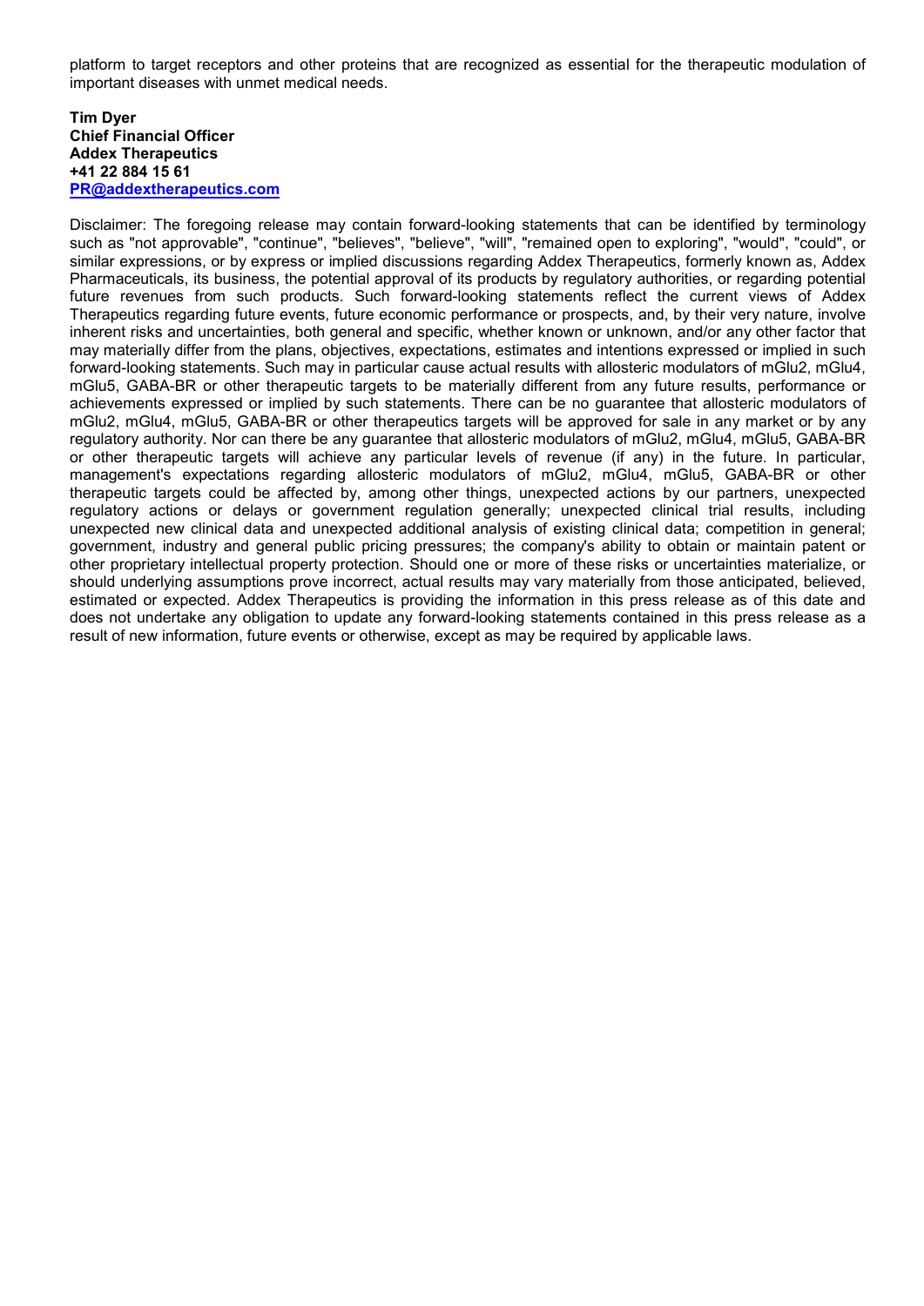platform to target receptors and other proteins that are recognized as essential for the therapeutic modulation of important diseases with unmet medical needs.

**Tim Dyer**
**Chief Financial Officer**
**Addex Therapeutics**
**+41 22 884 15 61**
**PR@addextherapeutics.com**

Disclaimer: The foregoing release may contain forward-looking statements that can be identified by terminology such as "not approvable", "continue", "believes", "believe", "will", "remained open to exploring", "would", "could", or similar expressions, or by express or implied discussions regarding Addex Therapeutics, formerly known as, Addex Pharmaceuticals, its business, the potential approval of its products by regulatory authorities, or regarding potential future revenues from such products. Such forward-looking statements reflect the current views of Addex Therapeutics regarding future events, future economic performance or prospects, and, by their very nature, involve inherent risks and uncertainties, both general and specific, whether known or unknown, and/or any other factor that may materially differ from the plans, objectives, expectations, estimates and intentions expressed or implied in such forward-looking statements. Such may in particular cause actual results with allosteric modulators of mGlu2, mGlu4, mGlu5, GABA-BR or other therapeutic targets to be materially different from any future results, performance or achievements expressed or implied by such statements. There can be no guarantee that allosteric modulators of mGlu2, mGlu4, mGlu5, GABA-BR or other therapeutics targets will be approved for sale in any market or by any regulatory authority. Nor can there be any guarantee that allosteric modulators of mGlu2, mGlu4, mGlu5, GABA-BR or other therapeutic targets will achieve any particular levels of revenue (if any) in the future. In particular, management's expectations regarding allosteric modulators of mGlu2, mGlu4, mGlu5, GABA-BR or other therapeutic targets could be affected by, among other things, unexpected actions by our partners, unexpected regulatory actions or delays or government regulation generally; unexpected clinical trial results, including unexpected new clinical data and unexpected additional analysis of existing clinical data; competition in general; government, industry and general public pricing pressures; the company's ability to obtain or maintain patent or other proprietary intellectual property protection. Should one or more of these risks or uncertainties materialize, or should underlying assumptions prove incorrect, actual results may vary materially from those anticipated, believed, estimated or expected. Addex Therapeutics is providing the information in this press release as of this date and does not undertake any obligation to update any forward-looking statements contained in this press release as a result of new information, future events or otherwise, except as may be required by applicable laws.